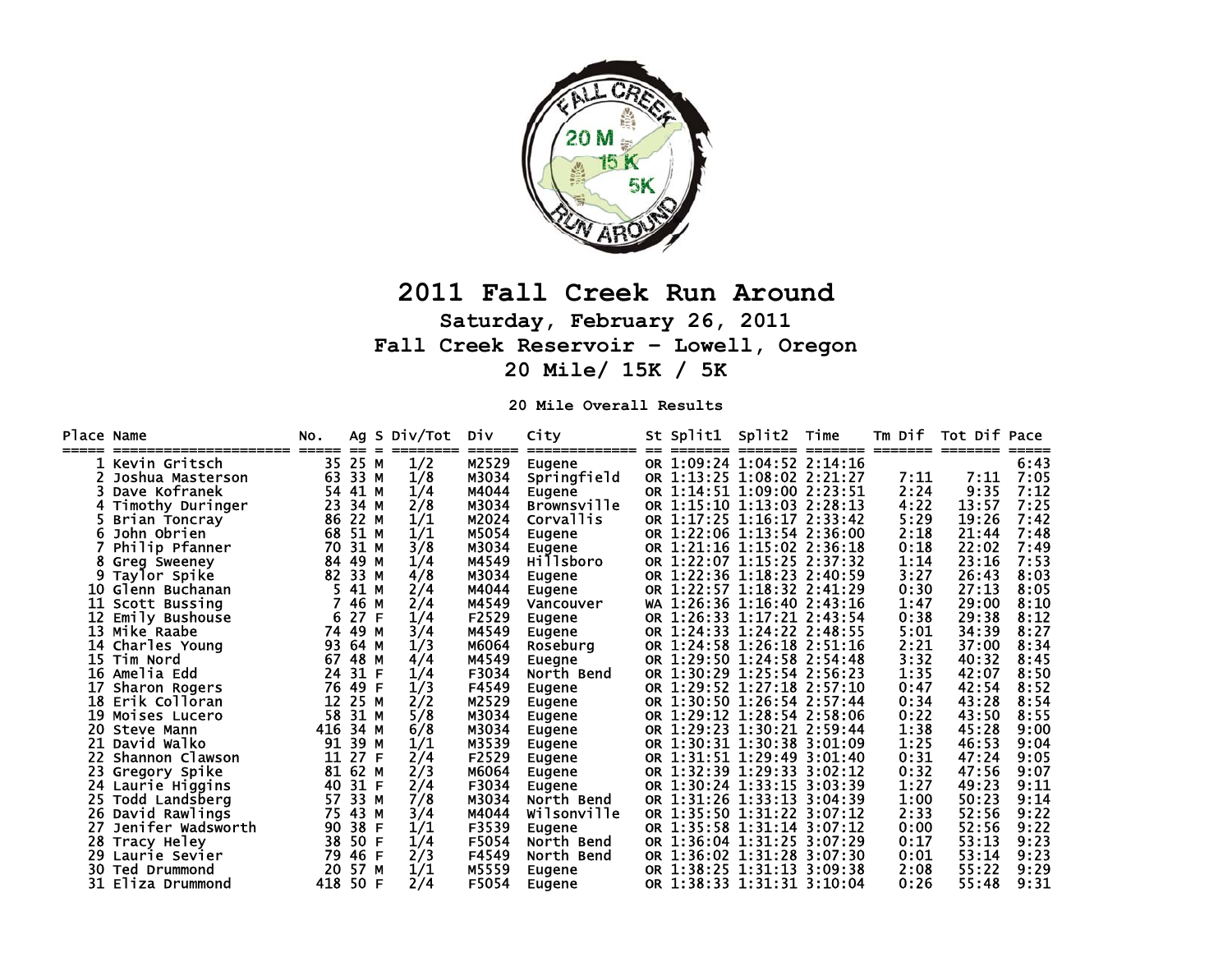# 2011 Fall Creek Run Around

## Saturday, February 26, 2011

## Fall Creek Reservoir - Lowell, Oregon

## 20 Mile/ 15K / 5K

### 20 Mile Overall Results

| Place | Name | No. | Ag | S | Div/Tot | Div | City | St | Split1 | Split2 | Time | Tm Dif | Tot Dif | Pace |
|---|---|---|---|---|---|---|---|---|---|---|---|---|---|---|
| 1 | Kevin Gritsch | 35 | 25 | M | 1/2 | M2529 | Eugene | OR | 1:09:24 | 1:04:52 | 2:14:16 | | | 6:43 |
| 2 | Joshua Masterson | 63 | 33 | M | 1/8 | M3034 | Springfield | OR | 1:13:25 | 1:08:02 | 2:21:27 | 7:11 | 7:11 | 7:05 |
| 3 | Dave Kofranek | 54 | 41 | M | 1/4 | M4044 | Eugene | OR | 1:14:51 | 1:09:00 | 2:23:51 | 2:24 | 9:35 | 7:12 |
| 4 | Timothy Duringer | 23 | 34 | M | 2/8 | M3034 | Brownsville | OR | 1:15:10 | 1:13:03 | 2:28:13 | 4:22 | 13:57 | 7:25 |
| 5 | Brian Toncray | 86 | 22 | M | 1/1 | M2024 | Corvallis | OR | 1:17:25 | 1:16:17 | 2:33:42 | 5:29 | 19:26 | 7:42 |
| 6 | John Obrien | 68 | 51 | M | 1/1 | M5054 | Eugene | OR | 1:22:06 | 1:13:54 | 2:36:00 | 2:18 | 21:44 | 7:48 |
| 7 | Philip Pfanner | 70 | 31 | M | 3/8 | M3034 | Eugene | OR | 1:21:16 | 1:15:02 | 2:36:18 | 0:18 | 22:02 | 7:49 |
| 8 | Greg Sweeney | 84 | 49 | M | 1/4 | M4549 | Hillsboro | OR | 1:22:07 | 1:15:25 | 2:37:32 | 1:14 | 23:16 | 7:53 |
| 9 | Taylor Spike | 82 | 33 | M | 4/8 | M3034 | Eugene | OR | 1:22:36 | 1:18:23 | 2:40:59 | 3:27 | 26:43 | 8:03 |
| 10 | Glenn Buchanan | 5 | 41 | M | 2/4 | M4044 | Eugene | OR | 1:22:57 | 1:18:32 | 2:41:29 | 0:30 | 27:13 | 8:05 |
| 11 | Scott Bussing | 7 | 46 | M | 2/4 | M4549 | Vancouver | WA | 1:26:36 | 1:16:40 | 2:43:16 | 1:47 | 29:00 | 8:10 |
| 12 | Emily Bushouse | 6 | 27 | F | 1/4 | F2529 | Eugene | OR | 1:26:33 | 1:17:21 | 2:43:54 | 0:38 | 29:38 | 8:12 |
| 13 | Mike Raabe | 74 | 49 | M | 3/4 | M4549 | Eugene | OR | 1:24:33 | 1:24:22 | 2:48:55 | 5:01 | 34:39 | 8:27 |
| 14 | Charles Young | 93 | 64 | M | 1/3 | M6064 | Roseburg | OR | 1:24:58 | 1:26:18 | 2:51:16 | 2:21 | 37:00 | 8:34 |
| 15 | Tim Nord | 67 | 48 | M | 4/4 | M4549 | Euegne | OR | 1:29:50 | 1:24:58 | 2:54:48 | 3:32 | 40:32 | 8:45 |
| 16 | Amelia Edd | 24 | 31 | F | 1/4 | F3034 | North Bend | OR | 1:30:29 | 1:25:54 | 2:56:23 | 1:35 | 42:07 | 8:50 |
| 17 | Sharon Rogers | 76 | 49 | F | 1/3 | F4549 | Eugene | OR | 1:29:52 | 1:27:18 | 2:57:10 | 0:47 | 42:54 | 8:52 |
| 18 | Erik Colloran | 12 | 25 | M | 2/2 | M2529 | Eugene | OR | 1:30:50 | 1:26:54 | 2:57:44 | 0:34 | 43:28 | 8:54 |
| 19 | Moises Lucero | 58 | 31 | M | 5/8 | M3034 | Eugene | OR | 1:29:12 | 1:28:54 | 2:58:06 | 0:22 | 43:50 | 8:55 |
| 20 | Steve Mann | 416 | 34 | M | 6/8 | M3034 | Eugene | OR | 1:29:23 | 1:30:21 | 2:59:44 | 1:38 | 45:28 | 9:00 |
| 21 | David Walko | 91 | 39 | M | 1/1 | M3539 | Eugene | OR | 1:30:31 | 1:30:38 | 3:01:09 | 1:25 | 46:53 | 9:04 |
| 22 | Shannon Clawson | 11 | 27 | F | 2/4 | F2529 | Eugene | OR | 1:31:51 | 1:29:49 | 3:01:40 | 0:31 | 47:24 | 9:05 |
| 23 | Gregory Spike | 81 | 62 | M | 2/3 | M6064 | Eugene | OR | 1:32:39 | 1:29:33 | 3:02:12 | 0:32 | 47:56 | 9:07 |
| 24 | Laurie Higgins | 40 | 31 | F | 2/4 | F3034 | Eugene | OR | 1:30:24 | 1:33:15 | 3:03:39 | 1:27 | 49:23 | 9:11 |
| 25 | Todd Landsberg | 57 | 33 | M | 7/8 | M3034 | North Bend | OR | 1:31:26 | 1:33:13 | 3:04:39 | 1:00 | 50:23 | 9:14 |
| 26 | David Rawlings | 75 | 43 | M | 3/4 | M4044 | Wilsonville | OR | 1:35:50 | 1:31:22 | 3:07:12 | 2:33 | 52:56 | 9:22 |
| 27 | Jenifer Wadsworth | 90 | 38 | F | 1/1 | F3539 | Eugene | OR | 1:35:58 | 1:31:14 | 3:07:12 | 0:00 | 52:56 | 9:22 |
| 28 | Tracy Heley | 38 | 50 | F | 1/4 | F5054 | North Bend | OR | 1:36:04 | 1:31:25 | 3:07:29 | 0:17 | 53:13 | 9:23 |
| 29 | Laurie Sevier | 79 | 46 | F | 2/3 | F4549 | North Bend | OR | 1:36:02 | 1:31:28 | 3:07:30 | 0:01 | 53:14 | 9:23 |
| 30 | Ted Drummond | 20 | 57 | M | 1/1 | M5559 | Eugene | OR | 1:38:25 | 1:31:13 | 3:09:38 | 2:08 | 55:22 | 9:29 |
| 31 | Eliza Drummond | 418 | 50 | F | 2/4 | F5054 | Eugene | OR | 1:38:33 | 1:31:31 | 3:10:04 | 0:26 | 55:48 | 9:31 |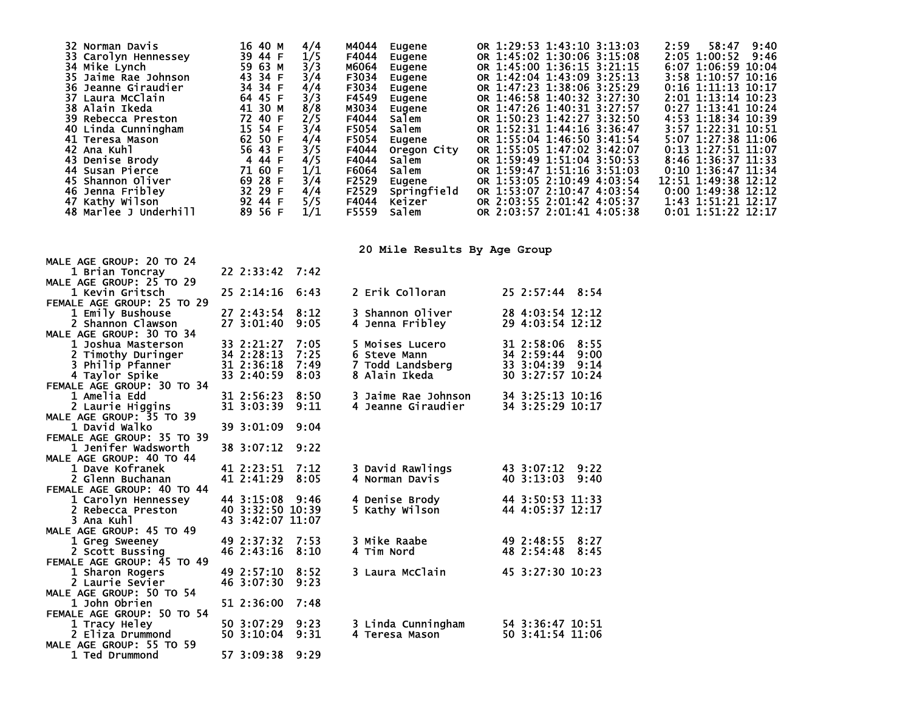| Place | Name | No. | Age | Sex | Div Place | Division | City | State | Split 1 | Split 2 | Time | Gap | Behind | Pace |
|---|---|---|---|---|---|---|---|---|---|---|---|---|---|---|
| 32 | Norman Davis | 16 | 40 | M | 4/4 | M4044 | Eugene | OR | 1:29:53 | 1:43:10 | 3:13:03 | 2:59 | 58:47 | 9:40 |
| 33 | Carolyn Hennessey | 39 | 44 | F | 1/5 | F4044 | Eugene | OR | 1:45:02 | 1:30:06 | 3:15:08 | 2:05 | 1:00:52 | 9:46 |
| 34 | Mike Lynch | 59 | 63 | M | 3/3 | M6064 | Eugene | OR | 1:45:00 | 1:36:15 | 3:21:15 | 6:07 | 1:06:59 | 10:04 |
| 35 | Jaime Rae Johnson | 43 | 34 | F | 3/4 | F3034 | Eugene | OR | 1:42:04 | 1:43:09 | 3:25:13 | 3:58 | 1:10:57 | 10:16 |
| 36 | Jeanne Giraudier | 34 | 34 | F | 4/4 | F3034 | Eugene | OR | 1:47:23 | 1:38:06 | 3:25:29 | 0:16 | 1:11:13 | 10:17 |
| 37 | Laura McClain | 64 | 45 | F | 3/3 | F4549 | Eugene | OR | 1:46:58 | 1:40:32 | 3:27:30 | 2:01 | 1:13:14 | 10:23 |
| 38 | Alain Ikeda | 41 | 30 | M | 8/8 | M3034 | Eugene | OR | 1:47:26 | 1:40:31 | 3:27:57 | 0:27 | 1:13:41 | 10:24 |
| 39 | Rebecca Preston | 72 | 40 | F | 2/5 | F4044 | Salem | OR | 1:50:23 | 1:42:27 | 3:32:50 | 4:53 | 1:18:34 | 10:39 |
| 40 | Linda Cunningham | 15 | 54 | F | 3/4 | F5054 | Salem | OR | 1:52:31 | 1:44:16 | 3:36:47 | 3:57 | 1:22:31 | 10:51 |
| 41 | Teresa Mason | 62 | 50 | F | 4/4 | F5054 | Eugene | OR | 1:55:04 | 1:46:50 | 3:41:54 | 5:07 | 1:27:38 | 11:06 |
| 42 | Ana Kuhl | 56 | 43 | F | 3/5 | F4044 | Oregon City | OR | 1:55:05 | 1:47:02 | 3:42:07 | 0:13 | 1:27:51 | 11:07 |
| 43 | Denise Brody | 4 | 44 | F | 4/5 | F4044 | Salem | OR | 1:59:49 | 1:51:04 | 3:50:53 | 8:46 | 1:36:37 | 11:33 |
| 44 | Susan Pierce | 71 | 60 | F | 1/1 | F6064 | Salem | OR | 1:59:47 | 1:51:16 | 3:51:03 | 0:10 | 1:36:47 | 11:34 |
| 45 | Shannon Oliver | 69 | 28 | F | 3/4 | F2529 | Eugene | OR | 1:53:05 | 2:10:49 | 4:03:54 | 12:51 | 1:49:38 | 12:12 |
| 46 | Jenna Fribley | 32 | 29 | F | 4/4 | F2529 | Springfield | OR | 1:53:07 | 2:10:47 | 4:03:54 | 0:00 | 1:49:38 | 12:12 |
| 47 | Kathy Wilson | 92 | 44 | F | 5/5 | F4044 | Keizer | OR | 2:03:55 | 2:01:42 | 4:05:37 | 1:43 | 1:51:21 | 12:17 |
| 48 | Marlee J Underhill | 89 | 56 | F | 1/1 | F5559 | Salem | OR | 2:03:57 | 2:01:41 | 4:05:38 | 0:01 | 1:51:22 | 12:17 |

## 20 Mile Results By Age Group

**MALE AGE GROUP: 20 TO 24**

1 Brian Toncray 22 2:33:42 7:42

**MALE AGE GROUP: 25 TO 29**

1 Kevin Gritsch 25 2:14:16 6:43
2 Erik Colloran 25 2:57:44 8:54

**FEMALE AGE GROUP: 25 TO 29**

1 Emily Bushouse 27 2:43:54 8:12
2 Shannon Clawson 27 3:01:40 9:05
3 Shannon Oliver 28 4:03:54 12:12
4 Jenna Fribley 29 4:03:54 12:12

**MALE AGE GROUP: 30 TO 34**

1 Joshua Masterson 33 2:21:27 7:05
2 Timothy Duringer 34 2:28:13 7:25
3 Philip Pfanner 31 2:36:18 7:49
4 Taylor Spike 33 2:40:59 8:03
5 Moises Lucero 31 2:58:06 8:55
6 Steve Mann 34 2:59:44 9:00
7 Todd Landsberg 33 3:04:39 9:14
8 Alain Ikeda 30 3:27:57 10:24

**FEMALE AGE GROUP: 30 TO 34**

1 Amelia Edd 31 2:56:23 8:50
2 Laurie Higgins 31 3:03:39 9:11
3 Jaime Rae Johnson 34 3:25:13 10:16
4 Jeanne Giraudier 34 3:25:29 10:17

**MALE AGE GROUP: 35 TO 39**

1 David Walko 39 3:01:09 9:04

**FEMALE AGE GROUP: 35 TO 39**

1 Jenifer Wadsworth 38 3:07:12 9:22

**MALE AGE GROUP: 40 TO 44**

1 Dave Kofranek 41 2:23:51 7:12
2 Glenn Buchanan 41 2:41:29 8:05
3 David Rawlings 43 3:07:12 9:22
4 Norman Davis 40 3:13:03 9:40

**FEMALE AGE GROUP: 40 TO 44**

1 Carolyn Hennessey 44 3:15:08 9:46
2 Rebecca Preston 40 3:32:50 10:39
3 Ana Kuhl 43 3:42:07 11:07
4 Denise Brody 44 3:50:53 11:33
5 Kathy Wilson 44 4:05:37 12:17

**MALE AGE GROUP: 45 TO 49**

1 Greg Sweeney 49 2:37:32 7:53
2 Scott Bussing 46 2:43:16 8:10
3 Mike Raabe 49 2:48:55 8:27
4 Tim Nord 48 2:54:48 8:45

**FEMALE AGE GROUP: 45 TO 49**

1 Sharon Rogers 49 2:57:10 8:52
2 Laurie Sevier 46 3:07:30 9:23
3 Laura McClain 45 3:27:30 10:23

**MALE AGE GROUP: 50 TO 54**

1 John Obrien 51 2:36:00 7:48

**FEMALE AGE GROUP: 50 TO 54**

1 Tracy Heley 50 3:07:29 9:23
2 Eliza Drummond 50 3:10:04 9:31
3 Linda Cunningham 54 3:36:47 10:51
4 Teresa Mason 50 3:41:54 11:06

**MALE AGE GROUP: 55 TO 59**

1 Ted Drummond 57 3:09:38 9:29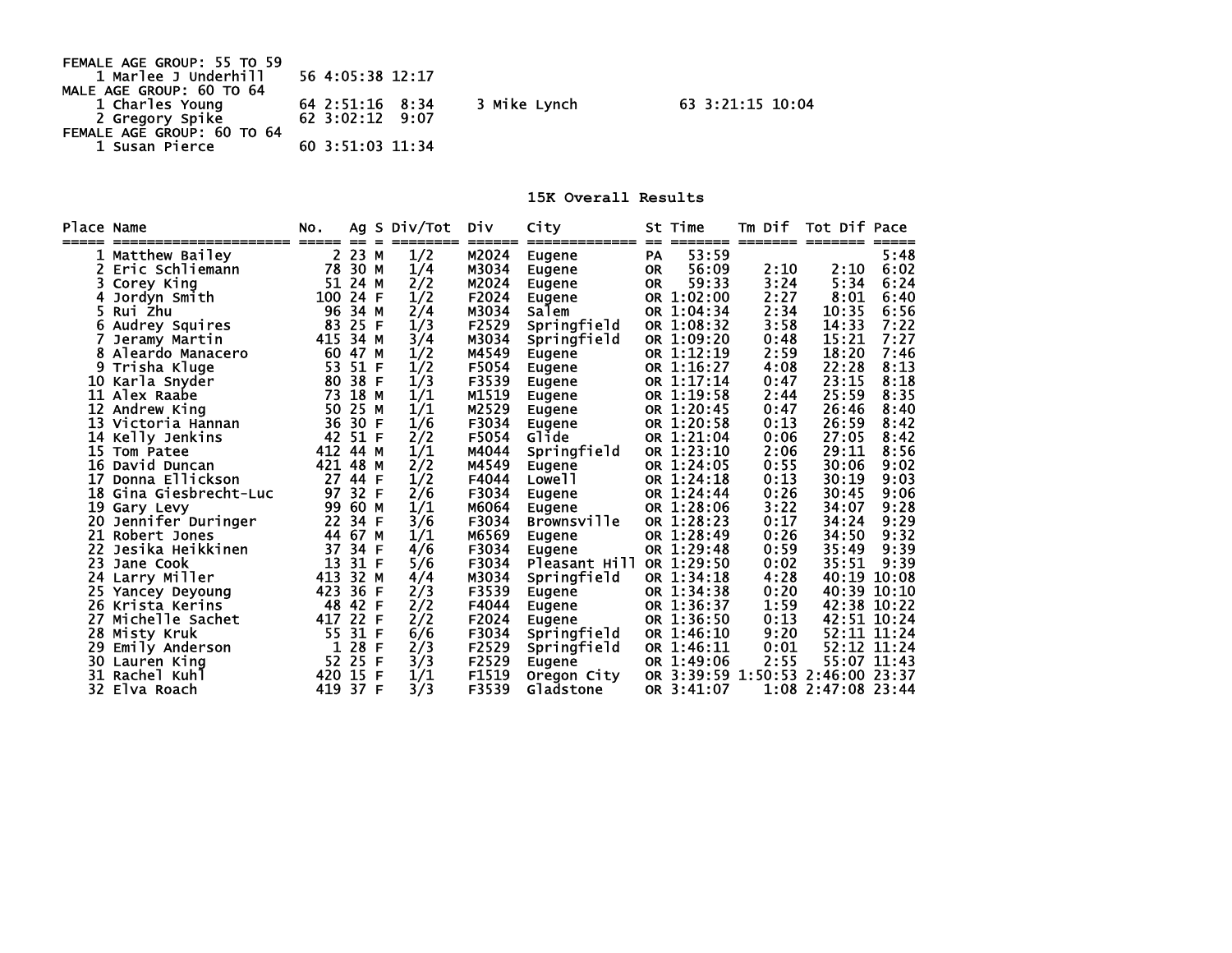FEMALE AGE GROUP: 55 TO 59

| | | | | |
|---|---|---|---|---|
| 1 | Marlee J Underhill | 56 | 4:05:38 | 12:17 |

MALE AGE GROUP: 60 TO 64

| | | | | | | | | | |
|---|---|---|---|---|---|---|---|---|---|
| 1 | Charles Young | 64 | 2:51:16 | 8:34 | 3 | Mike Lynch | 63 | 3:21:15 | 10:04 |
| 2 | Gregory Spike | 62 | 3:02:12 | 9:07 | | | | | |

FEMALE AGE GROUP: 60 TO 64

| | | | | |
|---|---|---|---|---|
| 1 | Susan Pierce | 60 | 3:51:03 | 11:34 |

## 15K Overall Results

| Place | Name | No. | Ag | S | Div/Tot | Div | City | St | Time | Tm Dif | Tot Dif | Pace |
|---|---|---|---|---|---|---|---|---|---|---|---|---|
| 1 | Matthew Bailey | 2 | 23 | M | 1/2 | M2024 | Eugene | PA | 53:59 | | | 5:48 |
| 2 | Eric Schliemann | 78 | 30 | M | 1/4 | M3034 | Eugene | OR | 56:09 | 2:10 | 2:10 | 6:02 |
| 3 | Corey King | 51 | 24 | M | 2/2 | M2024 | Eugene | OR | 59:33 | 3:24 | 5:34 | 6:24 |
| 4 | Jordyn Smith | 100 | 24 | F | 1/2 | F2024 | Eugene | OR | 1:02:00 | 2:27 | 8:01 | 6:40 |
| 5 | Rui Zhu | 96 | 34 | M | 2/4 | M3034 | Salem | OR | 1:04:34 | 2:34 | 10:35 | 6:56 |
| 6 | Audrey Squires | 83 | 25 | F | 1/3 | F2529 | Springfield | OR | 1:08:32 | 3:58 | 14:33 | 7:22 |
| 7 | Jeramy Martin | 415 | 34 | M | 3/4 | M3034 | Springfield | OR | 1:09:20 | 0:48 | 15:21 | 7:27 |
| 8 | Aleardo Manacero | 60 | 47 | M | 1/2 | M4549 | Eugene | OR | 1:12:19 | 2:59 | 18:20 | 7:46 |
| 9 | Trisha Kluge | 53 | 51 | F | 1/2 | F5054 | Eugene | OR | 1:16:27 | 4:08 | 22:28 | 8:13 |
| 10 | Karla Snyder | 80 | 38 | F | 1/3 | F3539 | Eugene | OR | 1:17:14 | 0:47 | 23:15 | 8:18 |
| 11 | Alex Raabe | 73 | 18 | M | 1/1 | M1519 | Eugene | OR | 1:19:58 | 2:44 | 25:59 | 8:35 |
| 12 | Andrew King | 50 | 25 | M | 1/1 | M2529 | Eugene | OR | 1:20:45 | 0:47 | 26:46 | 8:40 |
| 13 | Victoria Hannan | 36 | 30 | F | 1/6 | F3034 | Eugene | OR | 1:20:58 | 0:13 | 26:59 | 8:42 |
| 14 | Kelly Jenkins | 42 | 51 | F | 2/2 | F5054 | Glide | OR | 1:21:04 | 0:06 | 27:05 | 8:42 |
| 15 | Tom Patee | 412 | 44 | M | 1/1 | M4044 | Springfield | OR | 1:23:10 | 2:06 | 29:11 | 8:56 |
| 16 | David Duncan | 421 | 48 | M | 2/2 | M4549 | Eugene | OR | 1:24:05 | 0:55 | 30:06 | 9:02 |
| 17 | Donna Ellickson | 27 | 44 | F | 1/2 | F4044 | Lowell | OR | 1:24:18 | 0:13 | 30:19 | 9:03 |
| 18 | Gina Giesbrecht-Luc | 97 | 32 | F | 2/6 | F3034 | Eugene | OR | 1:24:44 | 0:26 | 30:45 | 9:06 |
| 19 | Gary Levy | 99 | 60 | M | 1/1 | M6064 | Eugene | OR | 1:28:06 | 3:22 | 34:07 | 9:28 |
| 20 | Jennifer Duringer | 22 | 34 | F | 3/6 | F3034 | Brownsville | OR | 1:28:23 | 0:17 | 34:24 | 9:29 |
| 21 | Robert Jones | 44 | 67 | M | 1/1 | M6569 | Eugene | OR | 1:28:49 | 0:26 | 34:50 | 9:32 |
| 22 | Jesika Heikkinen | 37 | 34 | F | 4/6 | F3034 | Eugene | OR | 1:29:48 | 0:59 | 35:49 | 9:39 |
| 23 | Jane Cook | 13 | 31 | F | 5/6 | F3034 | Pleasant Hill | OR | 1:29:50 | 0:02 | 35:51 | 9:39 |
| 24 | Larry Miller | 413 | 32 | M | 4/4 | M3034 | Springfield | OR | 1:34:18 | 4:28 | 40:19 | 10:08 |
| 25 | Yancey Deyoung | 423 | 36 | F | 2/3 | F3539 | Eugene | OR | 1:34:38 | 0:20 | 40:39 | 10:10 |
| 26 | Krista Kerins | 48 | 42 | F | 2/2 | F4044 | Eugene | OR | 1:36:37 | 1:59 | 42:38 | 10:22 |
| 27 | Michelle Sachet | 417 | 22 | F | 2/2 | F2024 | Eugene | OR | 1:36:50 | 0:13 | 42:51 | 10:24 |
| 28 | Misty Kruk | 55 | 31 | F | 6/6 | F3034 | Springfield | OR | 1:46:10 | 9:20 | 52:11 | 11:24 |
| 29 | Emily Anderson | 1 | 28 | F | 2/3 | F2529 | Springfield | OR | 1:46:11 | 0:01 | 52:12 | 11:24 |
| 30 | Lauren King | 52 | 25 | F | 3/3 | F2529 | Eugene | OR | 1:49:06 | 2:55 | 55:07 | 11:43 |
| 31 | Rachel Kuhl | 420 | 15 | F | 1/1 | F1519 | Oregon City | OR | 3:39:59 | 1:50:53 | 2:46:00 | 23:37 |
| 32 | Elva Roach | 419 | 37 | F | 3/3 | F3539 | Gladstone | OR | 3:41:07 | 1:08 | 2:47:08 | 23:44 |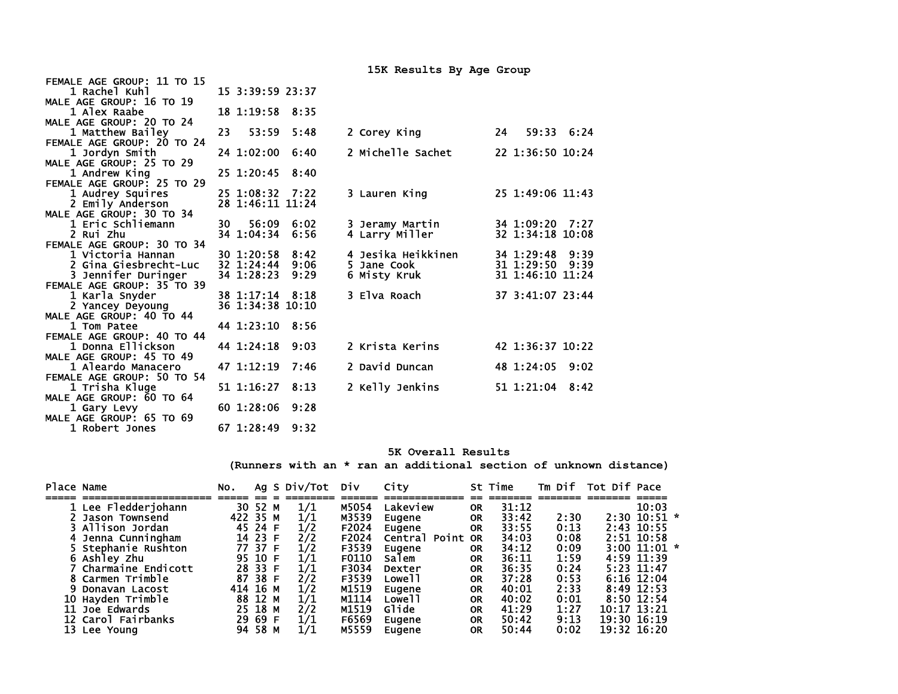## 15K Results By Age Group

```
FEMALE AGE GROUP: 11 TO 15
    1 Rachel Kuhl          15 3:39:59 23:37
MALE AGE GROUP: 16 TO 19
    1 Alex Raabe           18 1:19:58  8:35
MALE AGE GROUP: 20 TO 24
    1 Matthew Bailey       23   53:59  5:48     2 Corey King            24   59:33  6:24
FEMALE AGE GROUP: 20 TO 24
    1 Jordyn Smith         24 1:02:00  6:40     2 Michelle Sachet       22 1:36:50 10:24
MALE AGE GROUP: 25 TO 29
    1 Andrew King          25 1:20:45  8:40
FEMALE AGE GROUP: 25 TO 29
    1 Audrey Squires       25 1:08:32  7:22     3 Lauren King           25 1:49:06 11:43
    2 Emily Anderson       28 1:46:11 11:24
MALE AGE GROUP: 30 TO 34
    1 Eric Schliemann      30   56:09  6:02     3 Jeramy Martin         34 1:09:20  7:27
    2 Rui Zhu              34 1:04:34  6:56     4 Larry Miller          32 1:34:18 10:08
FEMALE AGE GROUP: 30 TO 34
    1 Victoria Hannan      30 1:20:58  8:42     4 Jesika Heikkinen      34 1:29:48  9:39
    2 Gina Giesbrecht-Luc  32 1:24:44  9:06     5 Jane Cook             31 1:29:50  9:39
    3 Jennifer Duringer    34 1:28:23  9:29     6 Misty Kruk            31 1:46:10 11:24
FEMALE AGE GROUP: 35 TO 39
    1 Karla Snyder         38 1:17:14  8:18     3 Elva Roach            37 3:41:07 23:44
    2 Yancey Deyoung       36 1:34:38 10:10
MALE AGE GROUP: 40 TO 44
    1 Tom Patee            44 1:23:10  8:56
FEMALE AGE GROUP: 40 TO 44
    1 Donna Ellickson      44 1:24:18  9:03     2 Krista Kerins         42 1:36:37 10:22
MALE AGE GROUP: 45 TO 49
    1 Aleardo Manacero     47 1:12:19  7:46     2 David Duncan          48 1:24:05  9:02
FEMALE AGE GROUP: 50 TO 54
    1 Trisha Kluge         51 1:16:27  8:13     2 Kelly Jenkins         51 1:21:04  8:42
MALE AGE GROUP: 60 TO 64
    1 Gary Levy            60 1:28:06  9:28
MALE AGE GROUP: 65 TO 69
    1 Robert Jones         67 1:28:49  9:32
```

## 5K Overall Results

(Runners with an * ran an additional section of unknown distance)

| Place | Name | No. | Ag | S | Div/Tot | Div | City | St | Time | Tm Dif | Tot Dif | Pace | |
|---|---|---|---|---|---|---|---|---|---|---|---|---|---|
| 1 | Lee Fledderjohann | 30 | 52 | M | 1/1 | M5054 | Lakeview | OR | 31:12 | | | 10:03 | |
| 2 | Jason Townsend | 422 | 35 | M | 1/1 | M3539 | Eugene | OR | 33:42 | 2:30 | 2:30 | 10:51 | * |
| 3 | Allison Jordan | 45 | 24 | F | 1/2 | F2024 | Eugene | OR | 33:55 | 0:13 | 2:43 | 10:55 | |
| 4 | Jenna Cunningham | 14 | 23 | F | 2/2 | F2024 | Central Point | OR | 34:03 | 0:08 | 2:51 | 10:58 | |
| 5 | Stephanie Rushton | 77 | 37 | F | 1/2 | F3539 | Eugene | OR | 34:12 | 0:09 | 3:00 | 11:01 | * |
| 6 | Ashley Zhu | 95 | 10 | F | 1/1 | F0110 | Salem | OR | 36:11 | 1:59 | 4:59 | 11:39 | |
| 7 | Charmaine Endicott | 28 | 33 | F | 1/1 | F3034 | Dexter | OR | 36:35 | 0:24 | 5:23 | 11:47 | |
| 8 | Carmen Trimble | 87 | 38 | F | 2/2 | F3539 | Lowell | OR | 37:28 | 0:53 | 6:16 | 12:04 | |
| 9 | Donavan Lacost | 414 | 16 | M | 1/2 | M1519 | Eugene | OR | 40:01 | 2:33 | 8:49 | 12:53 | |
| 10 | Hayden Trimble | 88 | 12 | M | 1/1 | M1114 | Lowell | OR | 40:02 | 0:01 | 8:50 | 12:54 | |
| 11 | Joe Edwards | 25 | 18 | M | 2/2 | M1519 | Glide | OR | 41:29 | 1:27 | 10:17 | 13:21 | |
| 12 | Carol Fairbanks | 29 | 69 | F | 1/1 | F6569 | Eugene | OR | 50:42 | 9:13 | 19:30 | 16:19 | |
| 13 | Lee Young | 94 | 58 | M | 1/1 | M5559 | Eugene | OR | 50:44 | 0:02 | 19:32 | 16:20 | |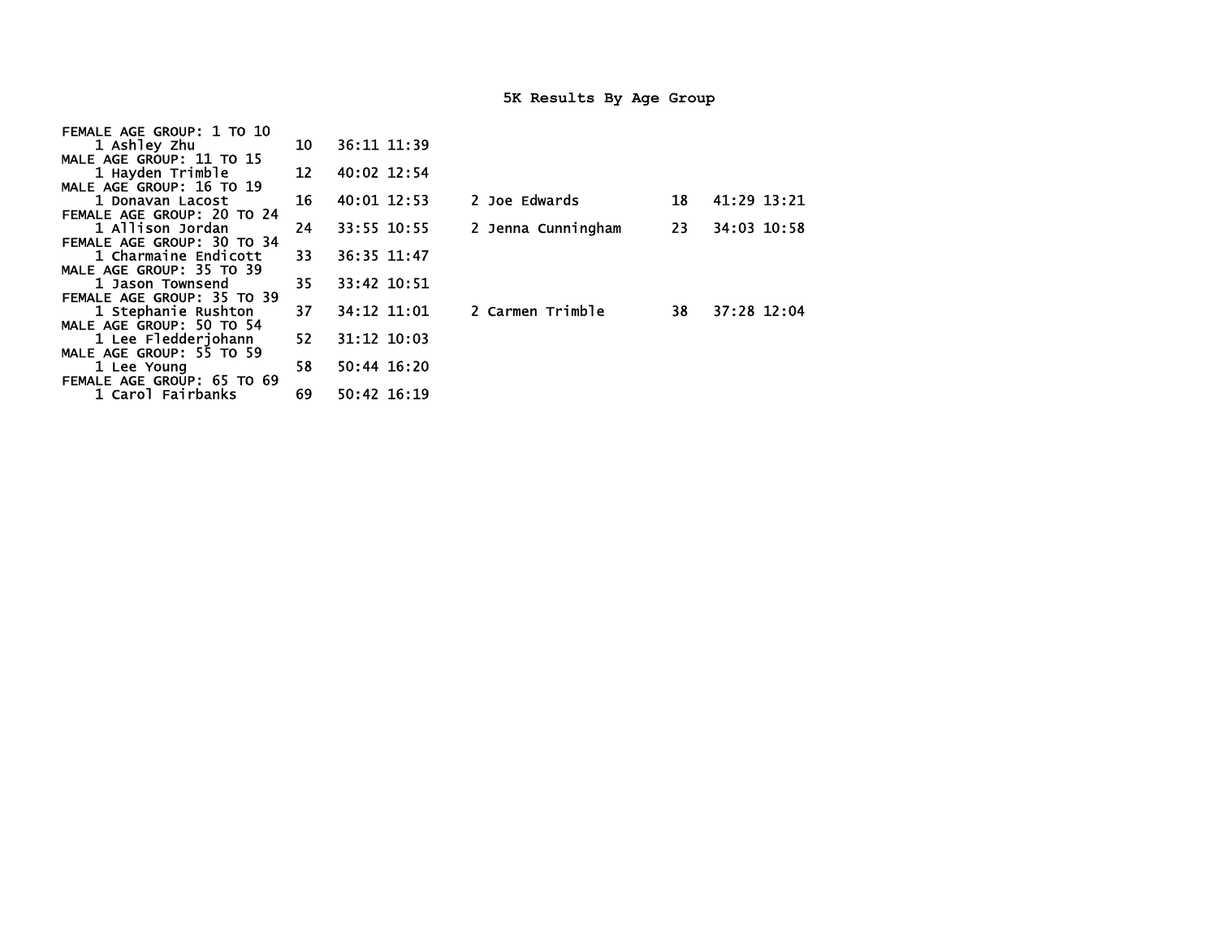# 5K Results By Age Group

FEMALE AGE GROUP: 1 TO 10

| | | | | | | | | | |
|---|---|---|---|---|---|---|---|---|---|
| 1 | Ashley Zhu | 10 | 36:11 | 11:39 | | | | | |

MALE AGE GROUP: 11 TO 15

| | | | | | | | | | |
|---|---|---|---|---|---|---|---|---|---|
| 1 | Hayden Trimble | 12 | 40:02 | 12:54 | | | | | |

MALE AGE GROUP: 16 TO 19

| | | | | | | | | | |
|---|---|---|---|---|---|---|---|---|---|
| 1 | Donavan Lacost | 16 | 40:01 | 12:53 | 2 | Joe Edwards | 18 | 41:29 | 13:21 |

FEMALE AGE GROUP: 20 TO 24

| | | | | | | | | | |
|---|---|---|---|---|---|---|---|---|---|
| 1 | Allison Jordan | 24 | 33:55 | 10:55 | 2 | Jenna Cunningham | 23 | 34:03 | 10:58 |

FEMALE AGE GROUP: 30 TO 34

| | | | | | | | | | |
|---|---|---|---|---|---|---|---|---|---|
| 1 | Charmaine Endicott | 33 | 36:35 | 11:47 | | | | | |

MALE AGE GROUP: 35 TO 39

| | | | | | | | | | |
|---|---|---|---|---|---|---|---|---|---|
| 1 | Jason Townsend | 35 | 33:42 | 10:51 | | | | | |

FEMALE AGE GROUP: 35 TO 39

| | | | | | | | | | |
|---|---|---|---|---|---|---|---|---|---|
| 1 | Stephanie Rushton | 37 | 34:12 | 11:01 | 2 | Carmen Trimble | 38 | 37:28 | 12:04 |

MALE AGE GROUP: 50 TO 54

| | | | | | | | | | |
|---|---|---|---|---|---|---|---|---|---|
| 1 | Lee Fledderjohann | 52 | 31:12 | 10:03 | | | | | |

MALE AGE GROUP: 55 TO 59

| | | | | | | | | | |
|---|---|---|---|---|---|---|---|---|---|
| 1 | Lee Young | 58 | 50:44 | 16:20 | | | | | |

FEMALE AGE GROUP: 65 TO 69

| | | | | | | | | | |
|---|---|---|---|---|---|---|---|---|---|
| 1 | Carol Fairbanks | 69 | 50:42 | 16:19 | | | | | |